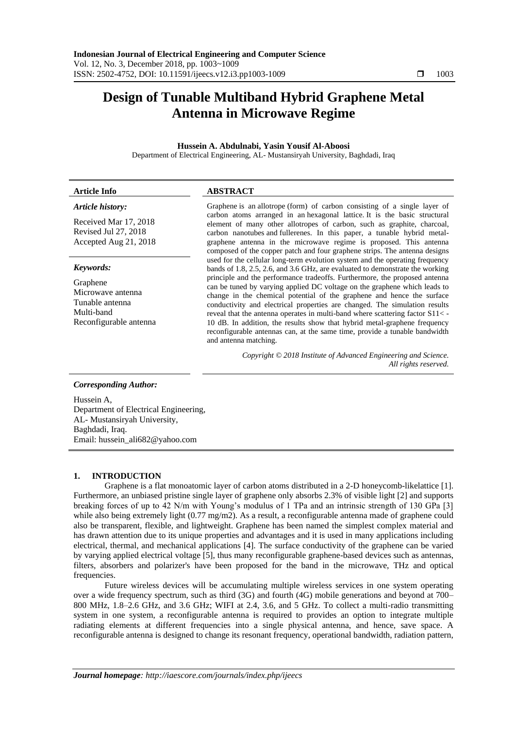# Design of Tunable Multiband Hybrid Graphene Metal Antenna in Microwave Regime

**Hussein A. Abdulnabi, Yasin Yousif Al-Aboosi**

Department of Electrical Engineering, AL- Mustansiryah University, Baghdadi, Iraq

| **Article Info** | **ABSTRACT** |
|---|---|
| ***Article history:***<br><br>Received Mar 17, 2018<br>Revised Jul 27, 2018<br>Accepted Aug 21, 2018<br><br>***Keywords:***<br><br>Graphene<br>Microwave antenna<br>Tunable antenna<br>Multi-band<br>Reconfigurable antenna | Graphene is an allotrope (form) of carbon consisting of a single layer of carbon atoms arranged in an hexagonal lattice. It is the basic structural element of many other allotropes of carbon, such as graphite, charcoal, carbon nanotubes and fullerenes. In this paper, a tunable hybrid metal-graphene antenna in the microwave regime is proposed. This antenna composed of the copper patch and four graphene strips. The antenna designs used for the cellular long-term evolution system and the operating frequency bands of 1.8, 2.5, 2.6, and 3.6 GHz, are evaluated to demonstrate the working principle and the performance tradeoffs. Furthermore, the proposed antenna can be tuned by varying applied DC voltage on the graphene which leads to change in the chemical potential of the graphene and hence the surface conductivity and electrical properties are changed. The simulation results reveal that the antenna operates in multi-band where scattering factor S11< -10 dB. In addition, the results show that hybrid metal-graphene frequency reconfigurable antennas can, at the same time, provide a tunable bandwidth and antenna matching.<br><br>*Copyright © 2018 Institute of Advanced Engineering and Science. All rights reserved.* |

***Corresponding Author:***

Hussein A,
Department of Electrical Engineering,
AL- Mustansiryah University,
Baghdadi, Iraq.
Email: hussein_ali682@yahoo.com

## 1. INTRODUCTION

Graphene is a flat monoatomic layer of carbon atoms distributed in a 2-D honeycomb-likelattice [1]. Furthermore, an unbiased pristine single layer of graphene only absorbs 2.3% of visible light [2] and supports breaking forces of up to 42 N/m with Young's modulus of 1 TPa and an intrinsic strength of 130 GPa [3] while also being extremely light (0.77 mg/m2). As a result, a reconfigurable antenna made of graphene could also be transparent, flexible, and lightweight. Graphene has been named the simplest complex material and has drawn attention due to its unique properties and advantages and it is used in many applications including electrical, thermal, and mechanical applications [4]. The surface conductivity of the graphene can be varied by varying applied electrical voltage [5], thus many reconfigurable graphene-based devices such as antennas, filters, absorbers and polarizer's have been proposed for the band in the microwave, THz and optical frequencies.

Future wireless devices will be accumulating multiple wireless services in one system operating over a wide frequency spectrum, such as third (3G) and fourth (4G) mobile generations and beyond at 700–800 MHz, 1.8–2.6 GHz, and 3.6 GHz; WIFI at 2.4, 3.6, and 5 GHz. To collect a multi-radio transmitting system in one system, a reconfigurable antenna is required to provides an option to integrate multiple radiating elements at different frequencies into a single physical antenna, and hence, save space. A reconfigurable antenna is designed to change its resonant frequency, operational bandwidth, radiation pattern,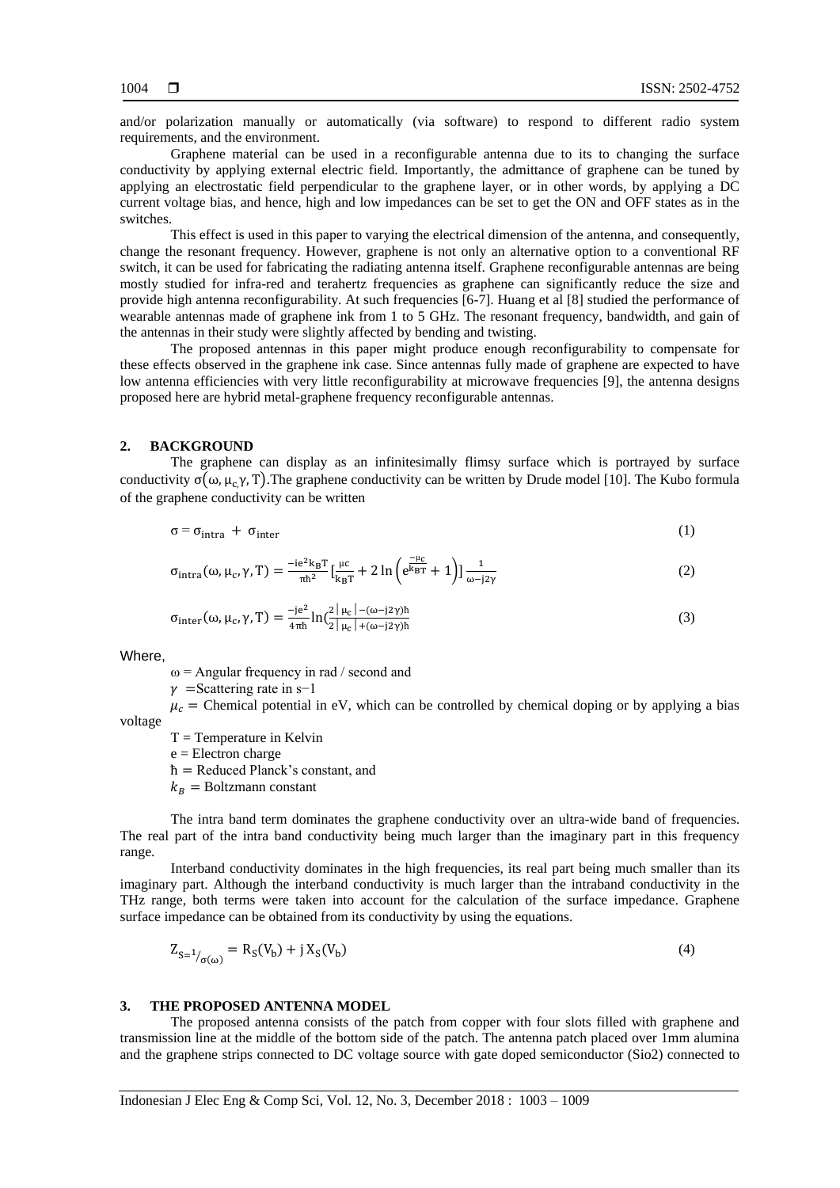and/or polarization manually or automatically (via software) to respond to different radio system requirements, and the environment.

Graphene material can be used in a reconfigurable antenna due to its to changing the surface conductivity by applying external electric field. Importantly, the admittance of graphene can be tuned by applying an electrostatic field perpendicular to the graphene layer, or in other words, by applying a DC current voltage bias, and hence, high and low impedances can be set to get the ON and OFF states as in the switches.

This effect is used in this paper to varying the electrical dimension of the antenna, and consequently, change the resonant frequency. However, graphene is not only an alternative option to a conventional RF switch, it can be used for fabricating the radiating antenna itself. Graphene reconfigurable antennas are being mostly studied for infra-red and terahertz frequencies as graphene can significantly reduce the size and provide high antenna reconfigurability. At such frequencies [6-7]. Huang et al [8] studied the performance of wearable antennas made of graphene ink from 1 to 5 GHz. The resonant frequency, bandwidth, and gain of the antennas in their study were slightly affected by bending and twisting.

The proposed antennas in this paper might produce enough reconfigurability to compensate for these effects observed in the graphene ink case. Since antennas fully made of graphene are expected to have low antenna efficiencies with very little reconfigurability at microwave frequencies [9], the antenna designs proposed here are hybrid metal-graphene frequency reconfigurable antennas.

## 2. BACKGROUND

The graphene can display as an infinitesimally flimsy surface which is portrayed by surface conductivity $\sigma(\omega, \mu_c, \gamma, T)$.The graphene conductivity can be written by Drude model [10]. The Kubo formula of the graphene conductivity can be written

$$\sigma = \sigma_{\text{intra}} + \sigma_{\text{inter}} \tag{1}$$

$$\sigma_{\text{intra}}(\omega, \mu_c, \gamma, T) = \frac{-ie^2 k_B T}{\pi \hbar^2}\left[\frac{\mu c}{k_B T} + 2\ln\left(e^{\frac{-\mu c}{k_B T}} + 1\right)\right]\frac{1}{\omega - j2\gamma} \tag{2}$$

$$\sigma_{\text{inter}}(\omega, \mu_c, \gamma, T) = \frac{-je^2}{4\pi\hbar}\ln\left(\frac{2|\mu_c| - (\omega - j2\gamma)\hbar}{2|\mu_c| + (\omega - j2\gamma)\hbar}\right) \tag{3}$$

Where,

$\omega$ = Angular frequency in rad / second and

$\gamma$ = Scattering rate in s−1

$\mu_c$ = Chemical potential in eV, which can be controlled by chemical doping or by applying a bias voltage

T = Temperature in Kelvin

e = Electron charge

$\hbar$ = Reduced Planck's constant, and

$k_B$ = Boltzmann constant

The intra band term dominates the graphene conductivity over an ultra-wide band of frequencies. The real part of the intra band conductivity being much larger than the imaginary part in this frequency range.

Interband conductivity dominates in the high frequencies, its real part being much smaller than its imaginary part. Although the interband conductivity is much larger than the intraband conductivity in the THz range, both terms were taken into account for the calculation of the surface impedance. Graphene surface impedance can be obtained from its conductivity by using the equations.

$$Z_{S=1/\sigma(\omega)} = R_S(V_b) + j\,X_S(V_b) \tag{4}$$

## 3. THE PROPOSED ANTENNA MODEL

The proposed antenna consists of the patch from copper with four slots filled with graphene and transmission line at the middle of the bottom side of the patch. The antenna patch placed over 1mm alumina and the graphene strips connected to DC voltage source with gate doped semiconductor (Sio2) connected to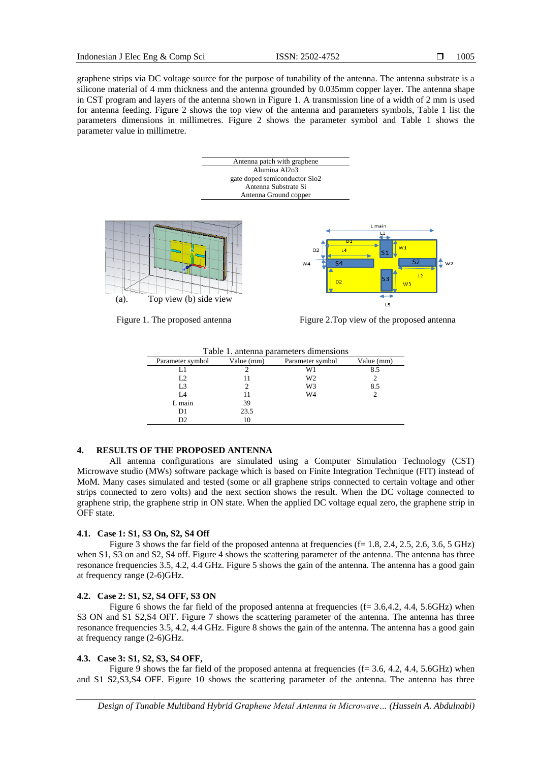graphene strips via DC voltage source for the purpose of tunability of the antenna. The antenna substrate is a silicone material of 4 mm thickness and the antenna grounded by 0.035mm copper layer. The antenna shape in CST program and layers of the antenna shown in Figure 1. A transmission line of a width of 2 mm is used for antenna feeding. Figure 2 shows the top view of the antenna and parameters symbols, Table 1 list the parameters dimensions in millimetres. Figure 2 shows the parameter symbol and Table 1 shows the parameter value in millimetre.

| Antenna patch with graphene |
|---|
| Alumina Al2o3 |
| gate doped semiconductor Sio2 |
| Antenna Substrate Si |
| Antenna Ground copper |

(a). Top view (b) side view

Figure 1. The proposed antenna

Figure 2.Top view of the proposed antenna

Table 1. antenna parameters dimensions

| Parameter symbol | Value (mm) | Parameter symbol | Value (mm) |
|---|---|---|---|
| L1 | 2 | W1 | 8.5 |
| L2 | 11 | W2 | 2 |
| L3 | 2 | W3 | 8.5 |
| L4 | 11 | W4 | 2 |
| L main | 39 | | |
| D1 | 23.5 | | |
| D2 | 10 | | |

## 4. RESULTS OF THE PROPOSED ANTENNA

All antenna configurations are simulated using a Computer Simulation Technology (CST) Microwave studio (MWs) software package which is based on Finite Integration Technique (FIT) instead of MoM. Many cases simulated and tested (some or all graphene strips connected to certain voltage and other strips connected to zero volts) and the next section shows the result. When the DC voltage connected to graphene strip, the graphene strip in ON state. When the applied DC voltage equal zero, the graphene strip in OFF state.

### 4.1. Case 1: S1, S3 On, S2, S4 Off

Figure 3 shows the far field of the proposed antenna at frequencies (f= 1.8, 2.4, 2.5, 2.6, 3.6, 5 GHz) when S1, S3 on and S2, S4 off. Figure 4 shows the scattering parameter of the antenna. The antenna has three resonance frequencies 3.5, 4.2, 4.4 GHz. Figure 5 shows the gain of the antenna. The antenna has a good gain at frequency range (2-6)GHz.

### 4.2. Case 2: S1, S2, S4 OFF, S3 ON

Figure 6 shows the far field of the proposed antenna at frequencies (f= 3.6,4.2, 4.4, 5.6GHz) when S3 ON and S1 S2,S4 OFF. Figure 7 shows the scattering parameter of the antenna. The antenna has three resonance frequencies 3.5, 4.2, 4.4 GHz. Figure 8 shows the gain of the antenna. The antenna has a good gain at frequency range (2-6)GHz.

### 4.3. Case 3: S1, S2, S3, S4 OFF,

Figure 9 shows the far field of the proposed antenna at frequencies (f= 3.6, 4.2, 4.4, 5.6GHz) when and S1 S2,S3,S4 OFF. Figure 10 shows the scattering parameter of the antenna. The antenna has three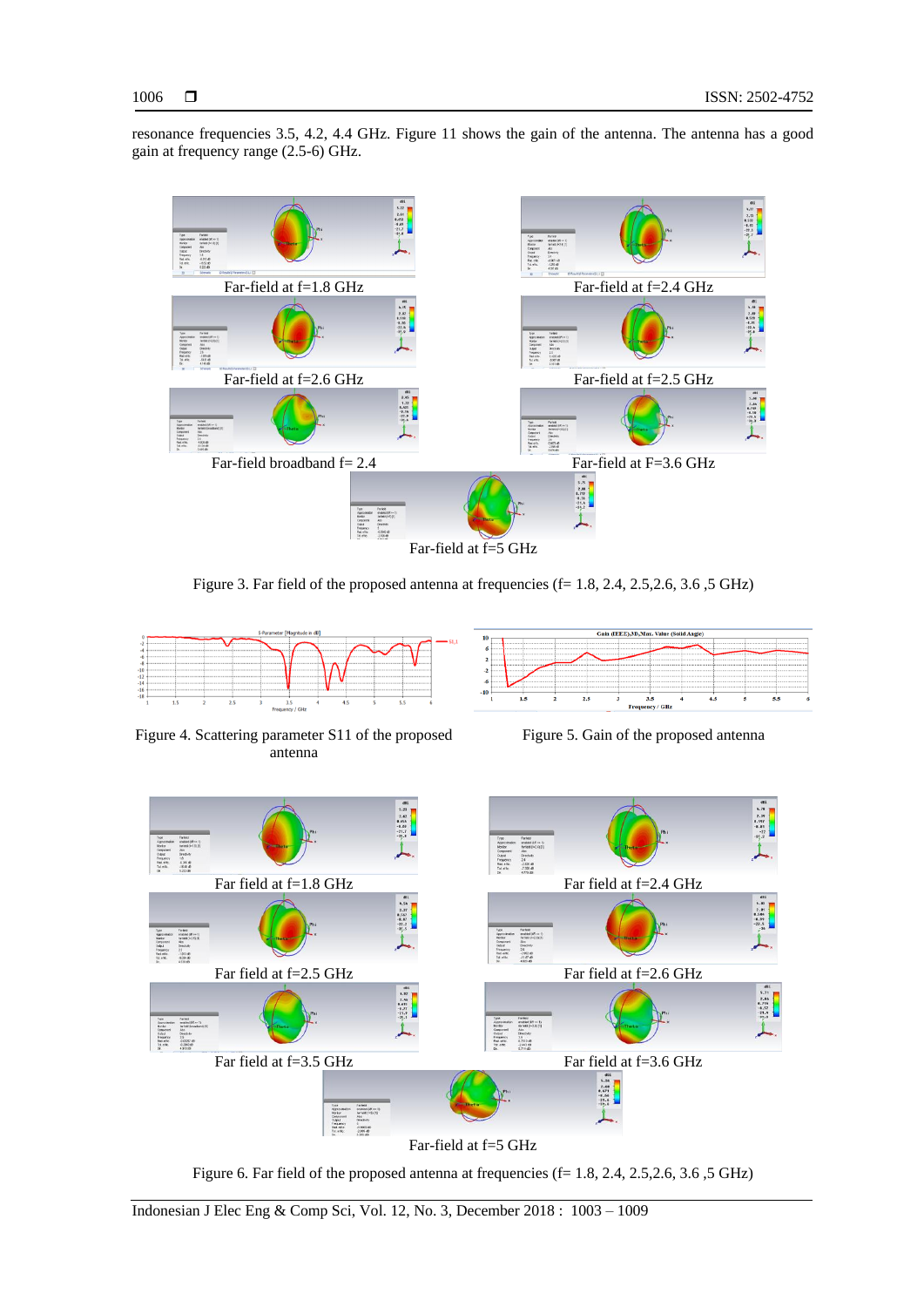resonance frequencies 3.5, 4.2, 4.4 GHz. Figure 11 shows the gain of the antenna. The antenna has a good gain at frequency range (2.5-6) GHz.

Far-field at f=1.8 GHz

Far-field at f=2.4 GHz

Far-field at f=2.6 GHz

Far-field at f=2.5 GHz

Far-field broadband f= 2.4

Far-field at F=3.6 GHz

Far-field at f=5 GHz

Figure 3. Far field of the proposed antenna at frequencies (f= 1.8, 2.4, 2.5,2.6, 3.6 ,5 GHz)

Figure 4. Scattering parameter S11 of the proposed antenna

Figure 5. Gain of the proposed antenna

Far field at f=1.8 GHz

Far field at f=2.4 GHz

Far field at f=2.5 GHz

Far field at f=2.6 GHz

Far field at f=3.5 GHz

Far field at f=3.6 GHz

Far-field at f=5 GHz

Figure 6. Far field of the proposed antenna at frequencies (f= 1.8, 2.4, 2.5,2.6, 3.6 ,5 GHz)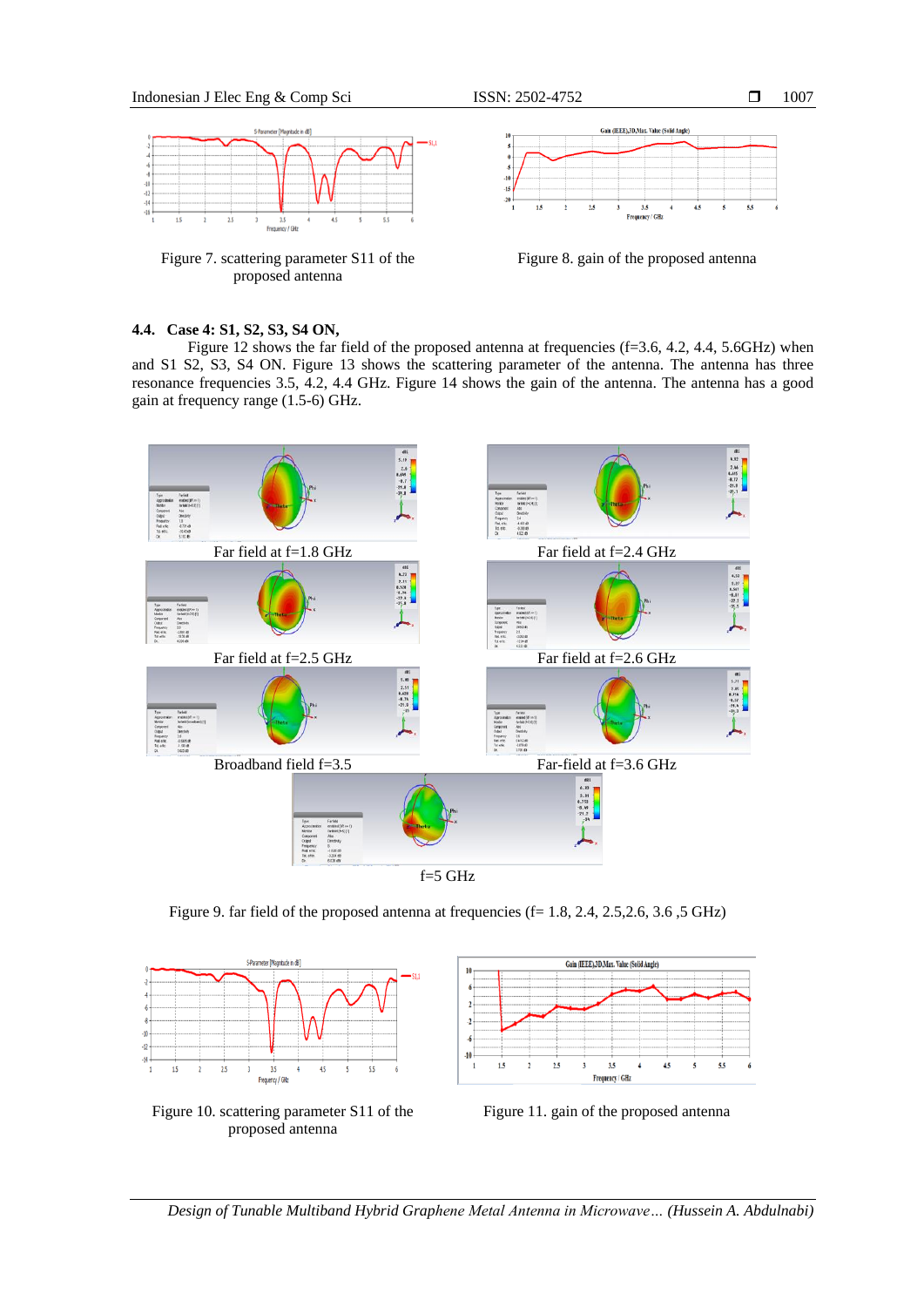Figure 7. scattering parameter S11 of the proposed antenna

Figure 8. gain of the proposed antenna

### 4.4. Case 4: S1, S2, S3, S4 ON,

Figure 12 shows the far field of the proposed antenna at frequencies (f=3.6, 4.2, 4.4, 5.6GHz) when and S1 S2, S3, S4 ON. Figure 13 shows the scattering parameter of the antenna. The antenna has three resonance frequencies 3.5, 4.2, 4.4 GHz. Figure 14 shows the gain of the antenna. The antenna has a good gain at frequency range (1.5-6) GHz.

Far field at f=1.8 GHz

Far field at f=2.4 GHz

Far field at f=2.5 GHz

Far field at f=2.6 GHz

Broadband field f=3.5

Far-field at f=3.6 GHz

f=5 GHz

Figure 9. far field of the proposed antenna at frequencies (f= 1.8, 2.4, 2.5,2.6, 3.6 ,5 GHz)

Figure 10. scattering parameter S11 of the proposed antenna

Figure 11. gain of the proposed antenna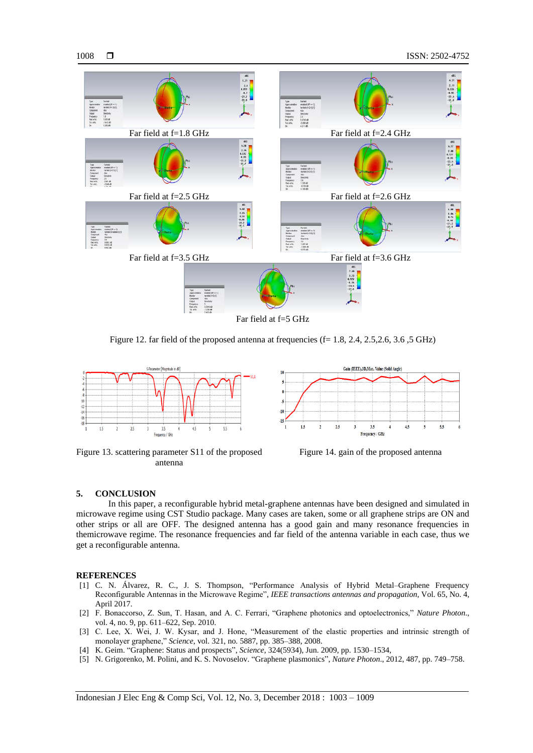Far field at f=1.8 GHz

Far field at f=2.4 GHz

Far field at f=2.5 GHz

Far field at f=2.6 GHz

Far field at f=3.5 GHz

Far field at f=3.6 GHz

Far field at f=5 GHz

Figure 12. far field of the proposed antenna at frequencies (f= 1.8, 2.4, 2.5,2.6, 3.6 ,5 GHz)

Figure 13. scattering parameter S11 of the proposed antenna

Figure 14. gain of the proposed antenna

## 5. CONCLUSION

In this paper, a reconfigurable hybrid metal-graphene antennas have been designed and simulated in microwave regime using CST Studio package. Many cases are taken, some or all graphene strips are ON and other strips or all are OFF. The designed antenna has a good gain and many resonance frequencies in themicrowave regime. The resonance frequencies and far field of the antenna variable in each case, thus we get a reconfigurable antenna.

## REFERENCES

[1] C. N. Álvarez, R. C., J. S. Thompson, "Performance Analysis of Hybrid Metal–Graphene Frequency Reconfigurable Antennas in the Microwave Regime", *IEEE transactions antennas and propagation*, Vol. 65, No. 4, April 2017.

[2] F. Bonaccorso, Z. Sun, T. Hasan, and A. C. Ferrari, "Graphene photonics and optoelectronics," *Nature Photon*., vol. 4, no. 9, pp. 611–622, Sep. 2010.

[3] C. Lee, X. Wei, J. W. Kysar, and J. Hone, "Measurement of the elastic properties and intrinsic strength of monolayer graphene," *Science*, vol. 321, no. 5887, pp. 385–388, 2008.

[4] K. Geim. "Graphene: Status and prospects", *Science*, 324(5934), Jun. 2009, pp. 1530–1534,

[5] N. Grigorenko, M. Polini, and K. S. Novoselov. "Graphene plasmonics", *Nature Photon*., 2012, 487, pp. 749–758.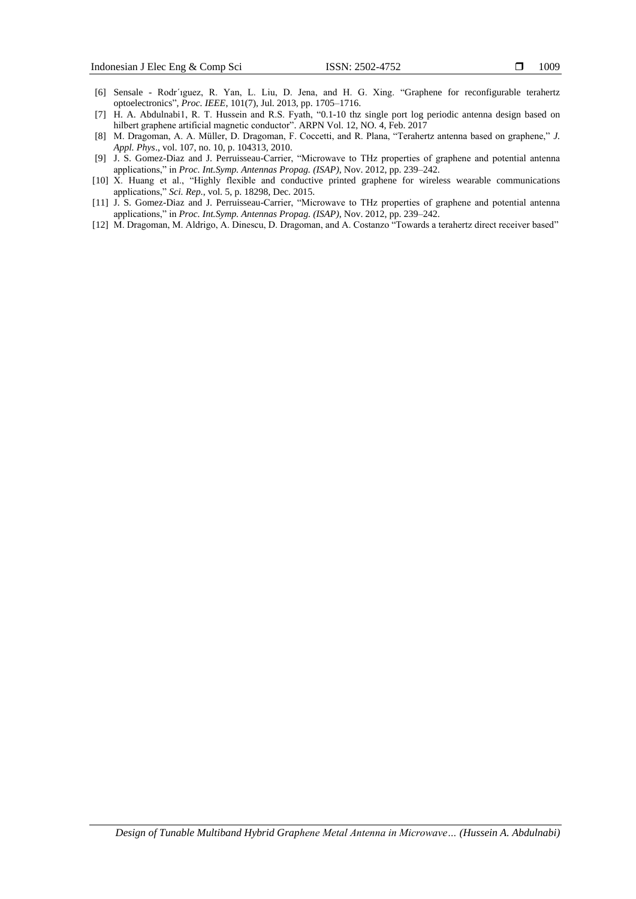[6] Sensale - Rodr´ıguez, R. Yan, L. Liu, D. Jena, and H. G. Xing. "Graphene for reconfigurable terahertz optoelectronics", *Proc. IEEE*, 101(7), Jul. 2013, pp. 1705–1716.

[7] H. A. Abdulnabi1, R. T. Hussein and R.S. Fyath, "0.1-10 thz single port log periodic antenna design based on hilbert graphene artificial magnetic conductor". ARPN Vol. 12, NO. 4, Feb. 2017

[8] M. Dragoman, A. A. Müller, D. Dragoman, F. Coccetti, and R. Plana, "Terahertz antenna based on graphene," *J. Appl. Phys*., vol. 107, no. 10, p. 104313, 2010.

[9] J. S. Gomez-Diaz and J. Perruisseau-Carrier, "Microwave to THz properties of graphene and potential antenna applications," in *Proc. Int.Symp. Antennas Propag. (ISAP)*, Nov. 2012, pp. 239–242.

[10] X. Huang et al., "Highly flexible and conductive printed graphene for wireless wearable communications applications," *Sci. Rep.*, vol. 5, p. 18298, Dec. 2015.

[11] J. S. Gomez-Diaz and J. Perruisseau-Carrier, "Microwave to THz properties of graphene and potential antenna applications," in *Proc. Int.Symp. Antennas Propag. (ISAP)*, Nov. 2012, pp. 239–242.

[12] M. Dragoman, M. Aldrigo, A. Dinescu, D. Dragoman, and A. Costanzo "Towards a terahertz direct receiver based"